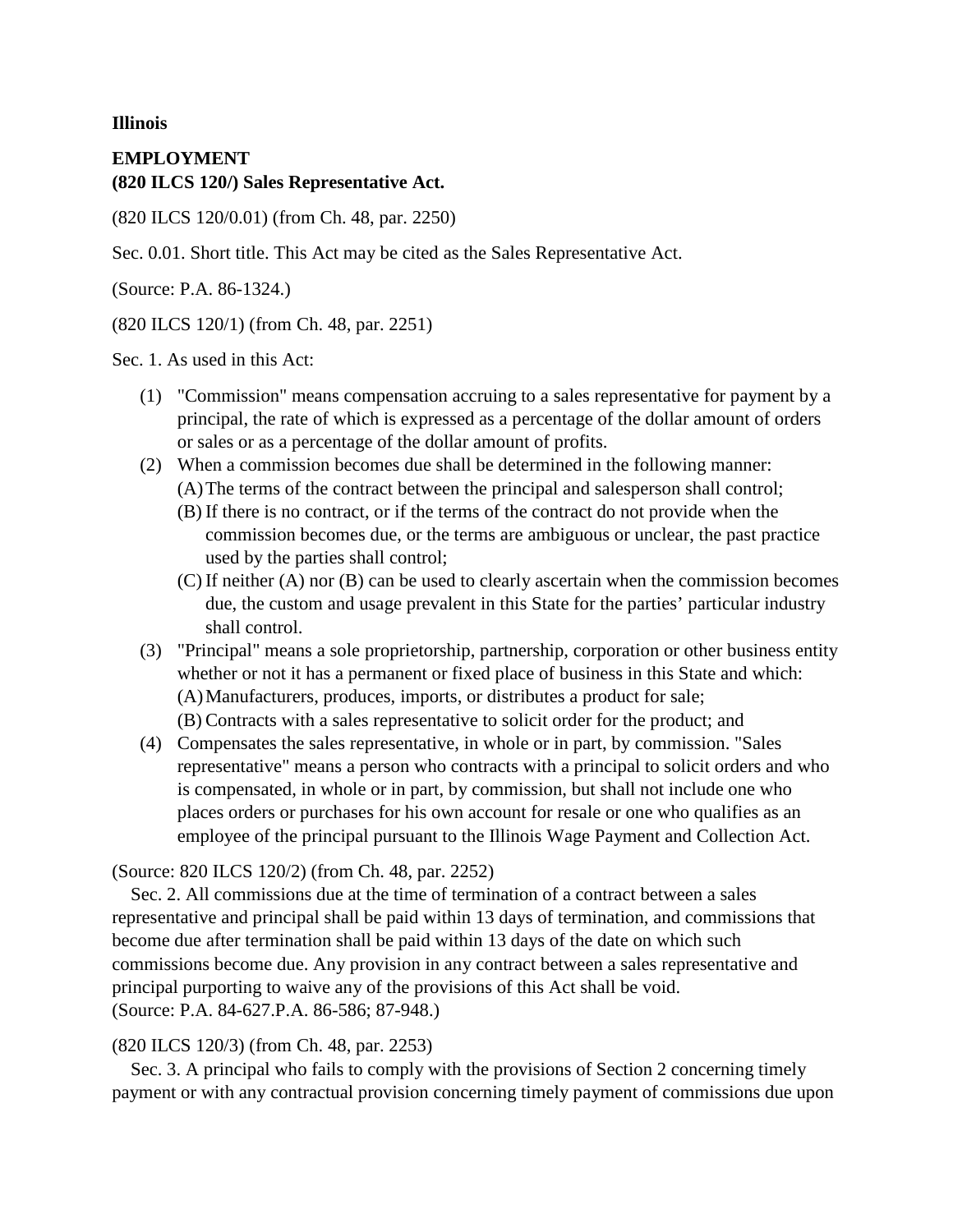**Illinois**

**EMPLOYMENT**
**(820 ILCS 120/) Sales Representative Act.**

(820 ILCS 120/0.01) (from Ch. 48, par. 2250)

Sec. 0.01. Short title. This Act may be cited as the Sales Representative Act.

(Source: P.A. 86-1324.)

(820 ILCS 120/1) (from Ch. 48, par. 2251)

Sec. 1. As used in this Act:

(1) "Commission" means compensation accruing to a sales representative for payment by a principal, the rate of which is expressed as a percentage of the dollar amount of orders or sales or as a percentage of the dollar amount of profits.
(2) When a commission becomes due shall be determined in the following manner:
    (A) The terms of the contract between the principal and salesperson shall control;
    (B) If there is no contract, or if the terms of the contract do not provide when the commission becomes due, or the terms are ambiguous or unclear, the past practice used by the parties shall control;
    (C) If neither (A) nor (B) can be used to clearly ascertain when the commission becomes due, the custom and usage prevalent in this State for the parties' particular industry shall control.
(3) "Principal" means a sole proprietorship, partnership, corporation or other business entity whether or not it has a permanent or fixed place of business in this State and which:
    (A) Manufacturers, produces, imports, or distributes a product for sale;
    (B) Contracts with a sales representative to solicit order for the product; and
(4) Compensates the sales representative, in whole or in part, by commission. "Sales representative" means a person who contracts with a principal to solicit orders and who is compensated, in whole or in part, by commission, but shall not include one who places orders or purchases for his own account for resale or one who qualifies as an employee of the principal pursuant to the Illinois Wage Payment and Collection Act.

(Source: 820 ILCS 120/2) (from Ch. 48, par. 2252)

Sec. 2. All commissions due at the time of termination of a contract between a sales representative and principal shall be paid within 13 days of termination, and commissions that become due after termination shall be paid within 13 days of the date on which such commissions become due. Any provision in any contract between a sales representative and principal purporting to waive any of the provisions of this Act shall be void.
(Source: P.A. 84-627.P.A. 86-586; 87-948.)

(820 ILCS 120/3) (from Ch. 48, par. 2253)

Sec. 3. A principal who fails to comply with the provisions of Section 2 concerning timely payment or with any contractual provision concerning timely payment of commissions due upon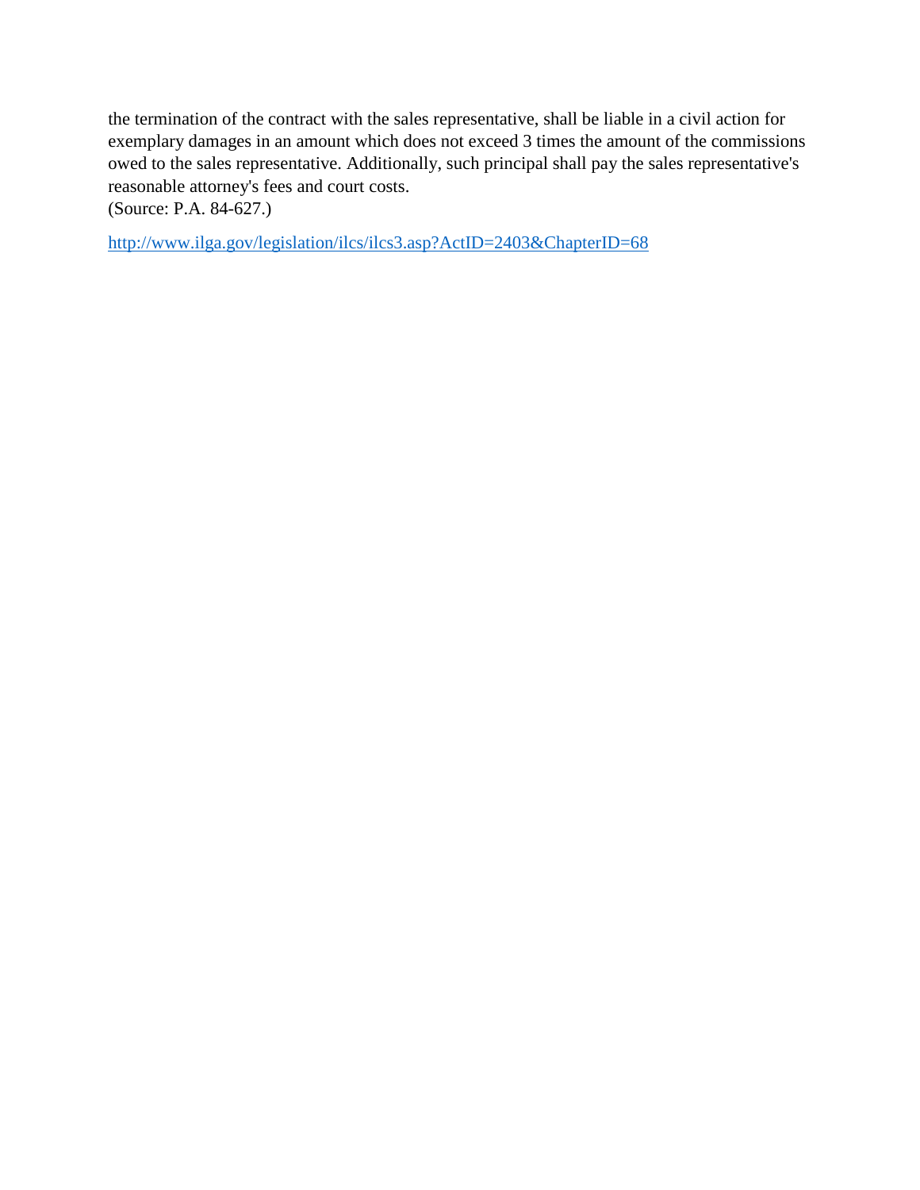the termination of the contract with the sales representative, shall be liable in a civil action for exemplary damages in an amount which does not exceed 3 times the amount of the commissions owed to the sales representative. Additionally, such principal shall pay the sales representative's reasonable attorney's fees and court costs.
(Source: P.A. 84-627.)

[http://www.ilga.gov/legislation/ilcs/ilcs3.asp?ActID=2403&ChapterID=68](http://www.ilga.gov/legislation/ilcs/ilcs3.asp?ActID=2403&ChapterID=68)